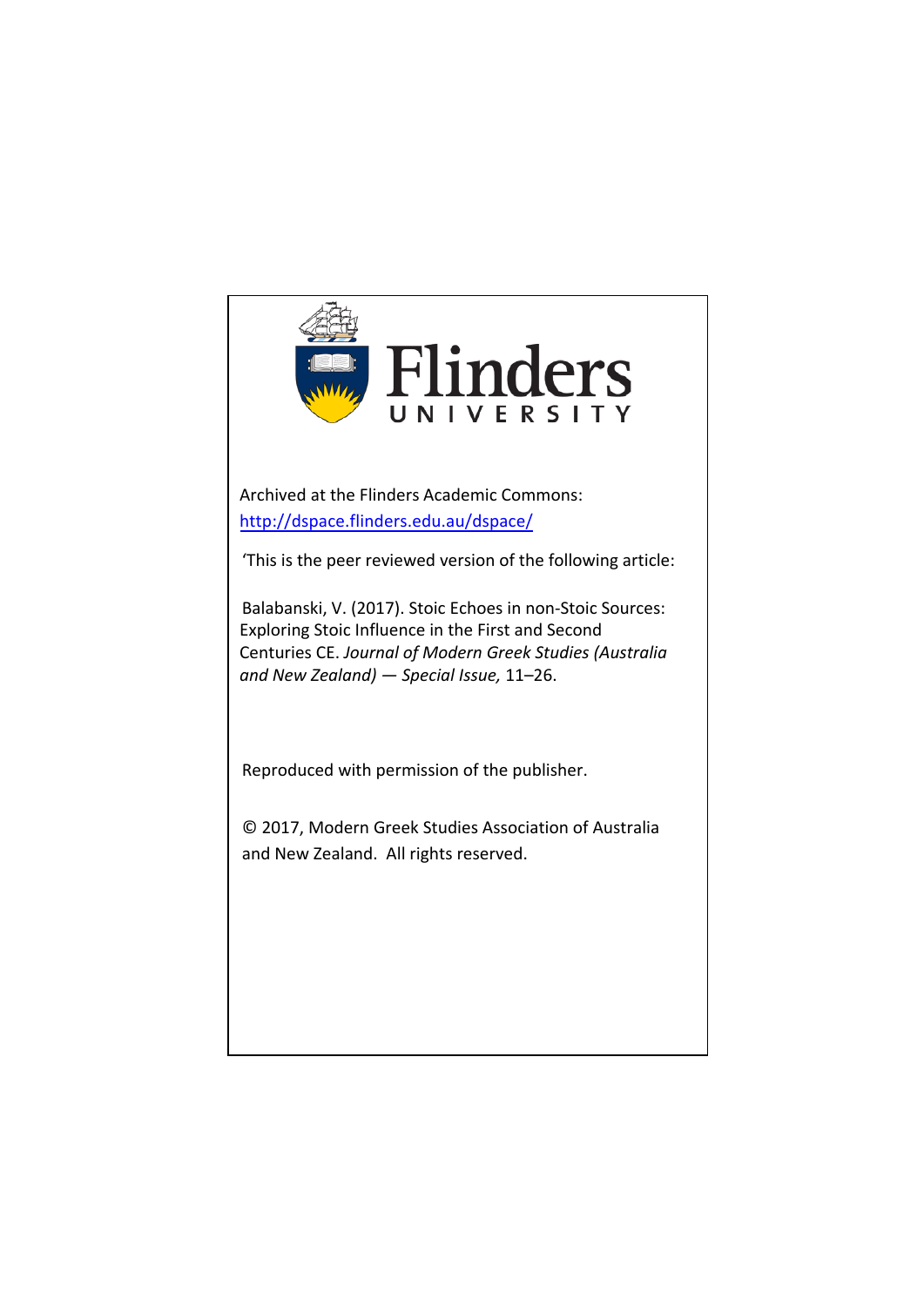Flinders UNIVERSITY

Archived at the Flinders Academic Commons:
[http://dspace.flinders.edu.au/dspace/](http://dspace.flinders.edu.au/dspace/)

'This is the peer reviewed version of the following article:

Balabanski, V. (2017). Stoic Echoes in non-Stoic Sources: Exploring Stoic Influence in the First and Second Centuries CE. *Journal of Modern Greek Studies (Australia and New Zealand) — Special Issue,* 11–26.

Reproduced with permission of the publisher.

© 2017, Modern Greek Studies Association of Australia and New Zealand. All rights reserved.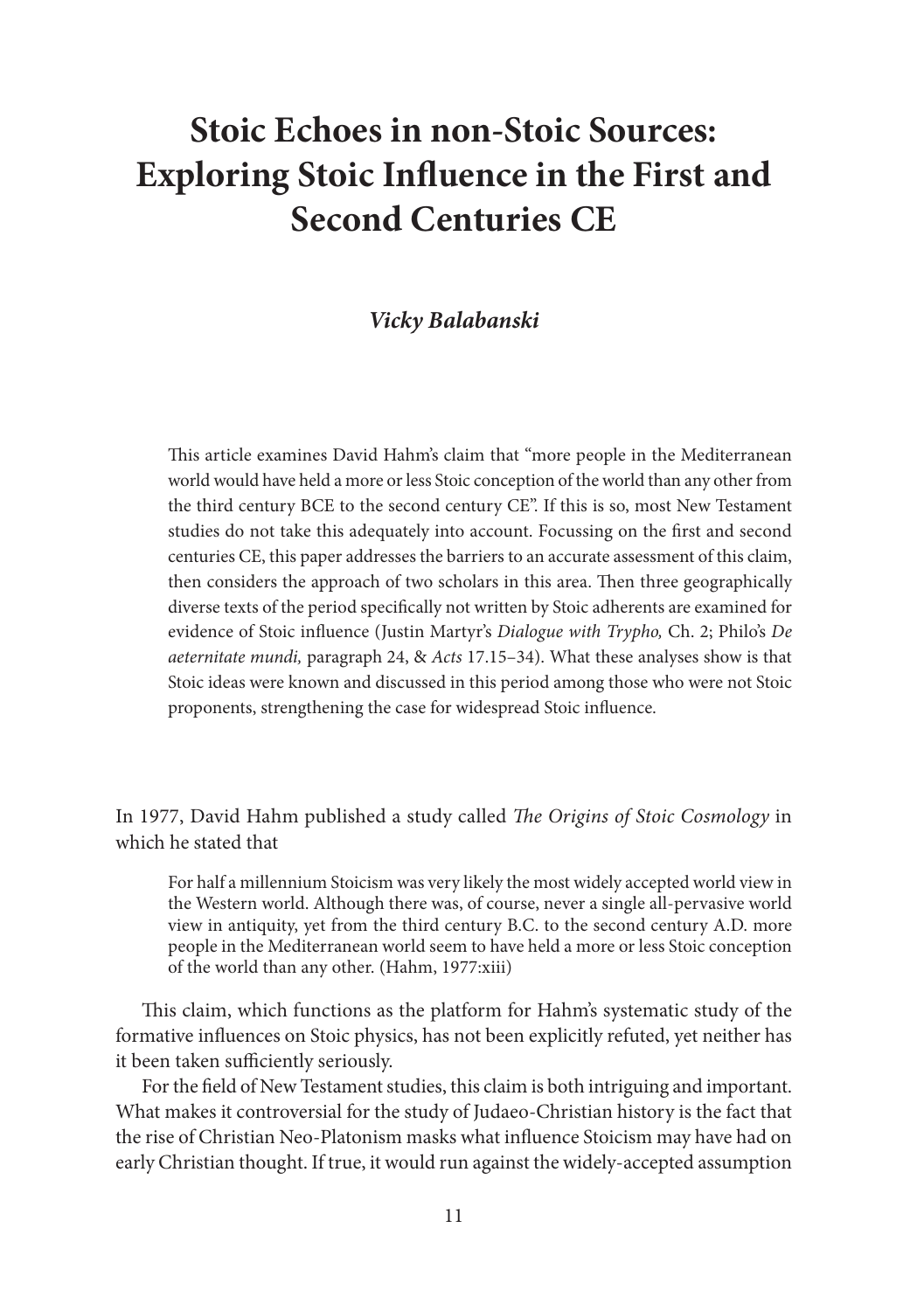# Stoic Echoes in non-Stoic Sources: Exploring Stoic Influence in the First and Second Centuries CE

***Vicky Balabanski***

> This article examines David Hahm's claim that "more people in the Mediterranean world would have held a more or less Stoic conception of the world than any other from the third century BCE to the second century CE". If this is so, most New Testament studies do not take this adequately into account. Focussing on the first and second centuries CE, this paper addresses the barriers to an accurate assessment of this claim, then considers the approach of two scholars in this area. Then three geographically diverse texts of the period specifically not written by Stoic adherents are examined for evidence of Stoic influence (Justin Martyr's *Dialogue with Trypho,* Ch. 2; Philo's *De aeternitate mundi,* paragraph 24, & *Acts* 17.15–34). What these analyses show is that Stoic ideas were known and discussed in this period among those who were not Stoic proponents, strengthening the case for widespread Stoic influence.

In 1977, David Hahm published a study called *The Origins of Stoic Cosmology* in which he stated that

> For half a millennium Stoicism was very likely the most widely accepted world view in the Western world. Although there was, of course, never a single all-pervasive world view in antiquity, yet from the third century B.C. to the second century A.D. more people in the Mediterranean world seem to have held a more or less Stoic conception of the world than any other. (Hahm, 1977:xiii)

This claim, which functions as the platform for Hahm's systematic study of the formative influences on Stoic physics, has not been explicitly refuted, yet neither has it been taken sufficiently seriously.

For the field of New Testament studies, this claim is both intriguing and important. What makes it controversial for the study of Judaeo-Christian history is the fact that the rise of Christian Neo-Platonism masks what influence Stoicism may have had on early Christian thought. If true, it would run against the widely-accepted assumption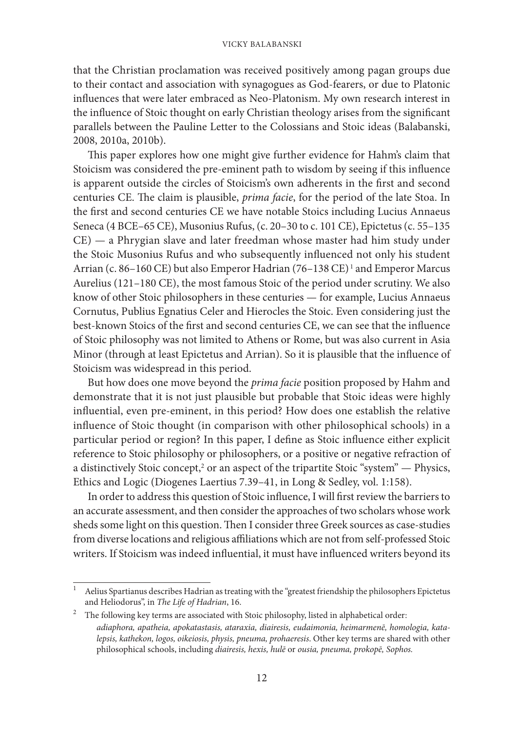that the Christian proclamation was received positively among pagan groups due to their contact and association with synagogues as God-fearers, or due to Platonic influences that were later embraced as Neo-Platonism. My own research interest in the influence of Stoic thought on early Christian theology arises from the significant parallels between the Pauline Letter to the Colossians and Stoic ideas (Balabanski, 2008, 2010a, 2010b).

This paper explores how one might give further evidence for Hahm's claim that Stoicism was considered the pre-eminent path to wisdom by seeing if this influence is apparent outside the circles of Stoicism's own adherents in the first and second centuries CE. The claim is plausible, *prima facie*, for the period of the late Stoa. In the first and second centuries CE we have notable Stoics including Lucius Annaeus Seneca (4 BCE–65 CE), Musonius Rufus, (c. 20–30 to c. 101 CE), Epictetus (c. 55–135 CE) — a Phrygian slave and later freedman whose master had him study under the Stoic Musonius Rufus and who subsequently influenced not only his student Arrian (c. 86–160 CE) but also Emperor Hadrian (76–138 CE) [1] and Emperor Marcus Aurelius (121–180 CE), the most famous Stoic of the period under scrutiny. We also know of other Stoic philosophers in these centuries — for example, Lucius Annaeus Cornutus, Publius Egnatius Celer and Hierocles the Stoic. Even considering just the best-known Stoics of the first and second centuries CE, we can see that the influence of Stoic philosophy was not limited to Athens or Rome, but was also current in Asia Minor (through at least Epictetus and Arrian). So it is plausible that the influence of Stoicism was widespread in this period.

But how does one move beyond the *prima facie* position proposed by Hahm and demonstrate that it is not just plausible but probable that Stoic ideas were highly influential, even pre-eminent, in this period? How does one establish the relative influence of Stoic thought (in comparison with other philosophical schools) in a particular period or region? In this paper, I define as Stoic influence either explicit reference to Stoic philosophy or philosophers, or a positive or negative refraction of a distinctively Stoic concept,[2] or an aspect of the tripartite Stoic "system" — Physics, Ethics and Logic (Diogenes Laertius 7.39–41, in Long & Sedley, vol. 1:158).

In order to address this question of Stoic influence, I will first review the barriers to an accurate assessment, and then consider the approaches of two scholars whose work sheds some light on this question. Then I consider three Greek sources as case-studies from diverse locations and religious affiliations which are not from self-professed Stoic writers. If Stoicism was indeed influential, it must have influenced writers beyond its

---

[1] Aelius Spartianus describes Hadrian as treating with the "greatest friendship the philosophers Epictetus and Heliodorus", in *The Life of Hadrian*, 16.

[2] The following key terms are associated with Stoic philosophy, listed in alphabetical order: *adiaphora, apatheia, apokatastasis, ataraxia, diairesis, eudaimonia, heimarmenē, homologia, katalepsis, kathekon, logos, oikeiosis, physis, pneuma, prohaeresis*. Other key terms are shared with other philosophical schools, including *diairesis, hexis, hulē* or *ousia, pneuma, prokopē, Sophos.*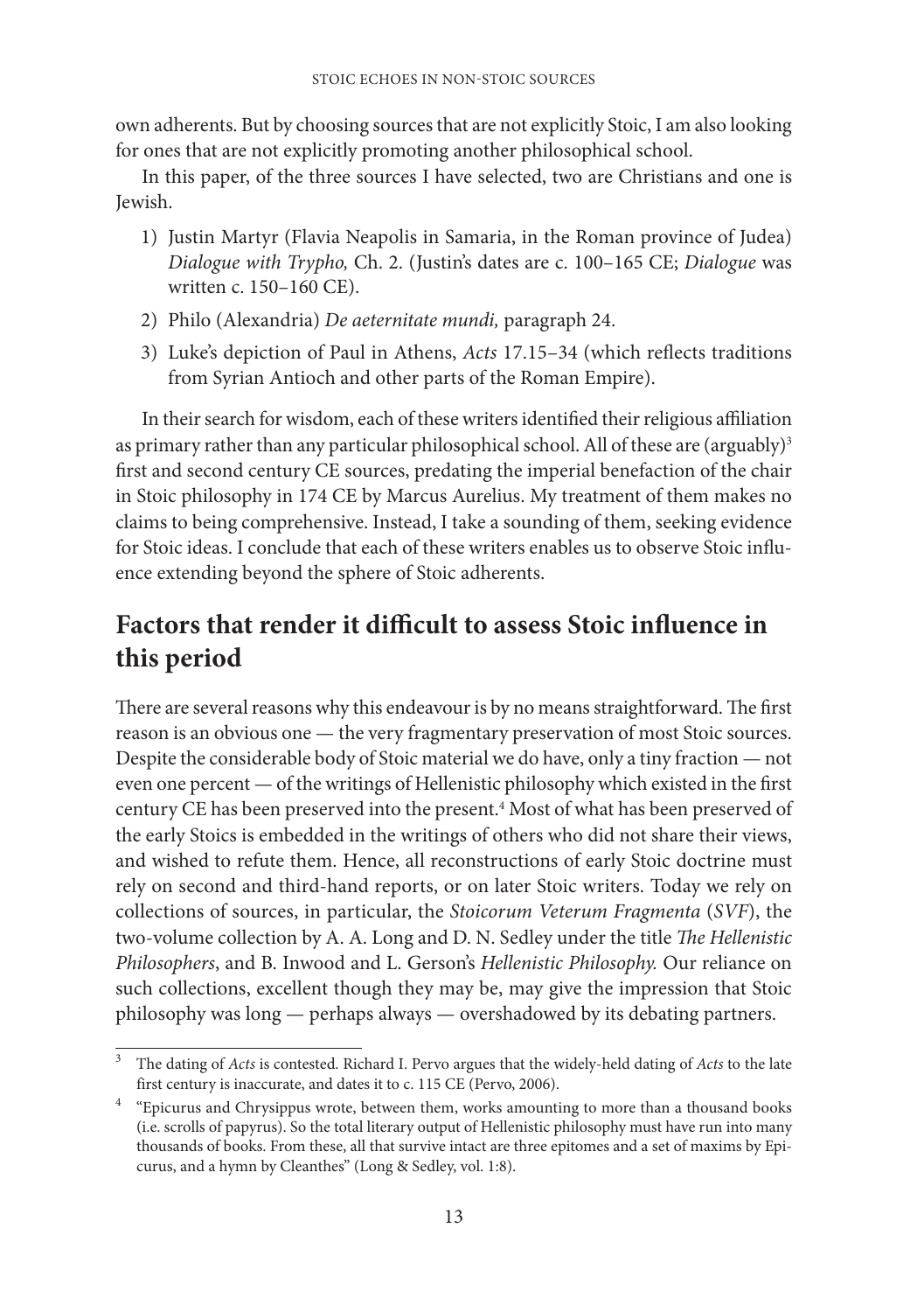own adherents. But by choosing sources that are not explicitly Stoic, I am also looking for ones that are not explicitly promoting another philosophical school.

In this paper, of the three sources I have selected, two are Christians and one is Jewish.

1) Justin Martyr (Flavia Neapolis in Samaria, in the Roman province of Judea) *Dialogue with Trypho,* Ch. 2. (Justin's dates are c. 100–165 CE; *Dialogue* was written c. 150–160 CE).
2) Philo (Alexandria) *De aeternitate mundi,* paragraph 24.
3) Luke's depiction of Paul in Athens, *Acts* 17.15–34 (which reflects traditions from Syrian Antioch and other parts of the Roman Empire).

In their search for wisdom, each of these writers identified their religious affiliation as primary rather than any particular philosophical school. All of these are (arguably)[3] first and second century CE sources, predating the imperial benefaction of the chair in Stoic philosophy in 174 CE by Marcus Aurelius. My treatment of them makes no claims to being comprehensive. Instead, I take a sounding of them, seeking evidence for Stoic ideas. I conclude that each of these writers enables us to observe Stoic influence extending beyond the sphere of Stoic adherents.

## Factors that render it difficult to assess Stoic influence in this period

There are several reasons why this endeavour is by no means straightforward. The first reason is an obvious one — the very fragmentary preservation of most Stoic sources. Despite the considerable body of Stoic material we do have, only a tiny fraction — not even one percent — of the writings of Hellenistic philosophy which existed in the first century CE has been preserved into the present.[4] Most of what has been preserved of the early Stoics is embedded in the writings of others who did not share their views, and wished to refute them. Hence, all reconstructions of early Stoic doctrine must rely on second and third-hand reports, or on later Stoic writers. Today we rely on collections of sources, in particular, the *Stoicorum Veterum Fragmenta* (*SVF*), the two-volume collection by A. A. Long and D. N. Sedley under the title *The Hellenistic Philosophers*, and B. Inwood and L. Gerson's *Hellenistic Philosophy.* Our reliance on such collections, excellent though they may be, may give the impression that Stoic philosophy was long — perhaps always — overshadowed by its debating partners.

---

[3] The dating of *Acts* is contested. Richard I. Pervo argues that the widely-held dating of *Acts* to the late first century is inaccurate, and dates it to c. 115 CE (Pervo, 2006).

[4] "Epicurus and Chrysippus wrote, between them, works amounting to more than a thousand books (i.e. scrolls of papyrus). So the total literary output of Hellenistic philosophy must have run into many thousands of books. From these, all that survive intact are three epitomes and a set of maxims by Epicurus, and a hymn by Cleanthes" (Long & Sedley, vol. 1:8).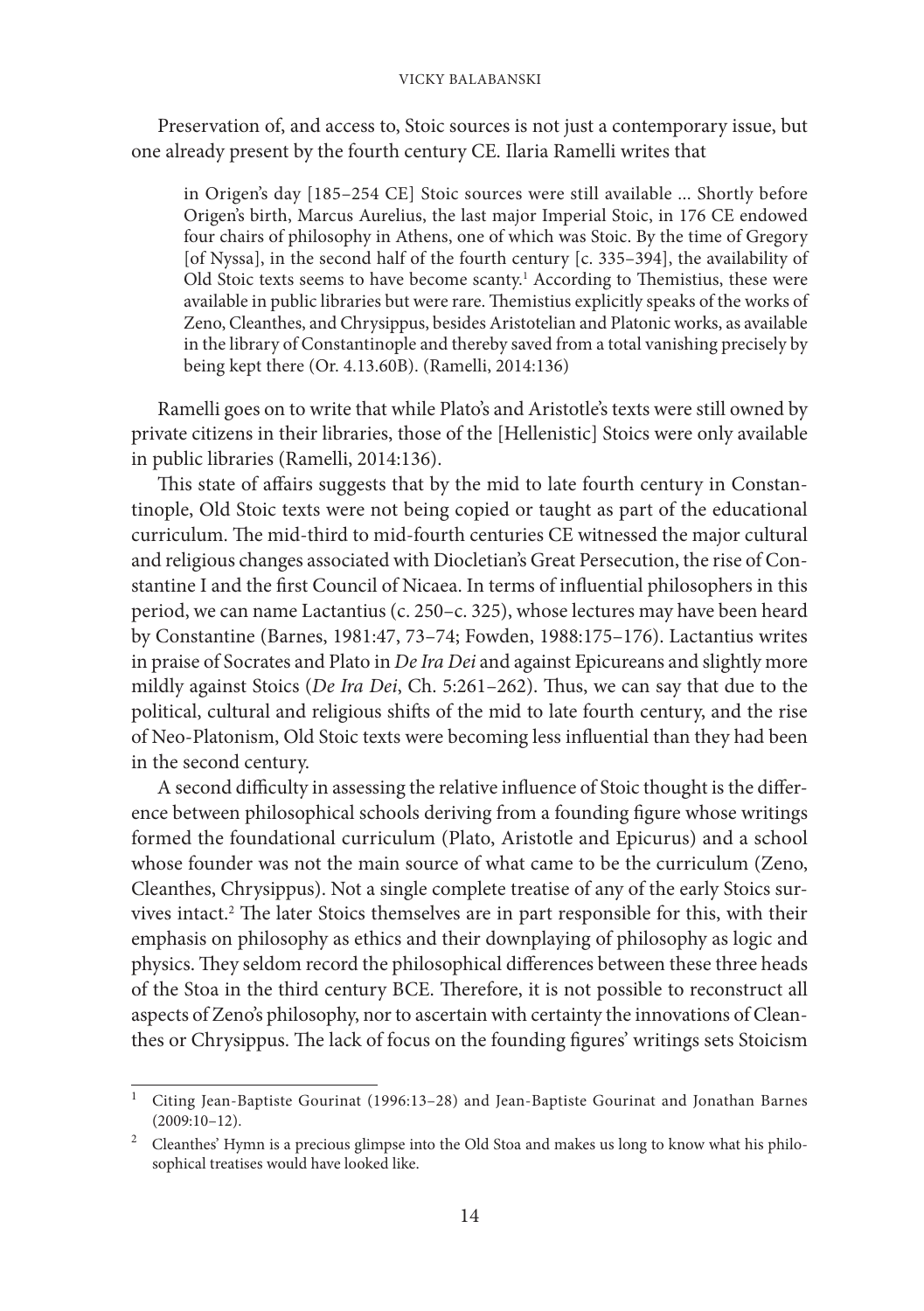Preservation of, and access to, Stoic sources is not just a contemporary issue, but one already present by the fourth century CE. Ilaria Ramelli writes that

> in Origen's day [185–254 CE] Stoic sources were still available ... Shortly before Origen's birth, Marcus Aurelius, the last major Imperial Stoic, in 176 CE endowed four chairs of philosophy in Athens, one of which was Stoic. By the time of Gregory [of Nyssa], in the second half of the fourth century [c. 335–394], the availability of Old Stoic texts seems to have become scanty.[1] According to Themistius, these were available in public libraries but were rare. Themistius explicitly speaks of the works of Zeno, Cleanthes, and Chrysippus, besides Aristotelian and Platonic works, as available in the library of Constantinople and thereby saved from a total vanishing precisely by being kept there (Or. 4.13.60B). (Ramelli, 2014:136)

Ramelli goes on to write that while Plato's and Aristotle's texts were still owned by private citizens in their libraries, those of the [Hellenistic] Stoics were only available in public libraries (Ramelli, 2014:136).

This state of affairs suggests that by the mid to late fourth century in Constantinople, Old Stoic texts were not being copied or taught as part of the educational curriculum. The mid-third to mid-fourth centuries CE witnessed the major cultural and religious changes associated with Diocletian's Great Persecution, the rise of Constantine I and the first Council of Nicaea. In terms of influential philosophers in this period, we can name Lactantius (c. 250–c. 325), whose lectures may have been heard by Constantine (Barnes, 1981:47, 73–74; Fowden, 1988:175–176). Lactantius writes in praise of Socrates and Plato in *De Ira Dei* and against Epicureans and slightly more mildly against Stoics (*De Ira Dei*, Ch. 5:261–262). Thus, we can say that due to the political, cultural and religious shifts of the mid to late fourth century, and the rise of Neo-Platonism, Old Stoic texts were becoming less influential than they had been in the second century.

A second difficulty in assessing the relative influence of Stoic thought is the difference between philosophical schools deriving from a founding figure whose writings formed the foundational curriculum (Plato, Aristotle and Epicurus) and a school whose founder was not the main source of what came to be the curriculum (Zeno, Cleanthes, Chrysippus). Not a single complete treatise of any of the early Stoics survives intact.[2] The later Stoics themselves are in part responsible for this, with their emphasis on philosophy as ethics and their downplaying of philosophy as logic and physics. They seldom record the philosophical differences between these three heads of the Stoa in the third century BCE. Therefore, it is not possible to reconstruct all aspects of Zeno's philosophy, nor to ascertain with certainty the innovations of Cleanthes or Chrysippus. The lack of focus on the founding figures' writings sets Stoicism

---

[1] Citing Jean-Baptiste Gourinat (1996:13–28) and Jean-Baptiste Gourinat and Jonathan Barnes (2009:10–12).

[2] Cleanthes' Hymn is a precious glimpse into the Old Stoa and makes us long to know what his philosophical treatises would have looked like.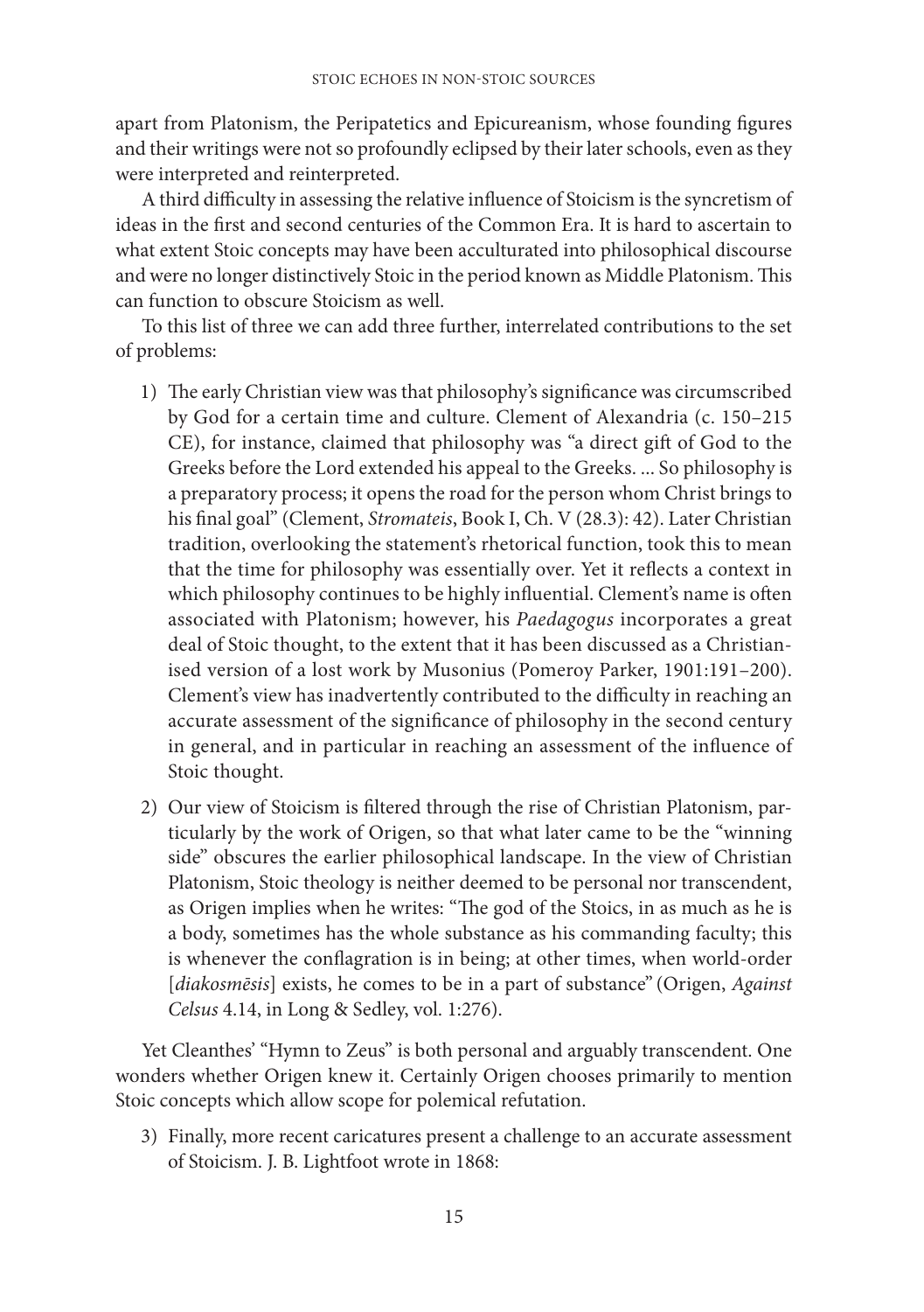apart from Platonism, the Peripatetics and Epicureanism, whose founding figures and their writings were not so profoundly eclipsed by their later schools, even as they were interpreted and reinterpreted.

A third difficulty in assessing the relative influence of Stoicism is the syncretism of ideas in the first and second centuries of the Common Era. It is hard to ascertain to what extent Stoic concepts may have been acculturated into philosophical discourse and were no longer distinctively Stoic in the period known as Middle Platonism. This can function to obscure Stoicism as well.

To this list of three we can add three further, interrelated contributions to the set of problems:

1) The early Christian view was that philosophy's significance was circumscribed by God for a certain time and culture. Clement of Alexandria (c. 150–215 CE), for instance, claimed that philosophy was "a direct gift of God to the Greeks before the Lord extended his appeal to the Greeks. ... So philosophy is a preparatory process; it opens the road for the person whom Christ brings to his final goal" (Clement, *Stromateis*, Book I, Ch. V (28.3): 42). Later Christian tradition, overlooking the statement's rhetorical function, took this to mean that the time for philosophy was essentially over. Yet it reflects a context in which philosophy continues to be highly influential. Clement's name is often associated with Platonism; however, his *Paedagogus* incorporates a great deal of Stoic thought, to the extent that it has been discussed as a Christianised version of a lost work by Musonius (Pomeroy Parker, 1901:191–200). Clement's view has inadvertently contributed to the difficulty in reaching an accurate assessment of the significance of philosophy in the second century in general, and in particular in reaching an assessment of the influence of Stoic thought.

2) Our view of Stoicism is filtered through the rise of Christian Platonism, particularly by the work of Origen, so that what later came to be the "winning side" obscures the earlier philosophical landscape. In the view of Christian Platonism, Stoic theology is neither deemed to be personal nor transcendent, as Origen implies when he writes: "The god of the Stoics, in as much as he is a body, sometimes has the whole substance as his commanding faculty; this is whenever the conflagration is in being; at other times, when world-order [*diakosmēsis*] exists, he comes to be in a part of substance" (Origen, *Against Celsus* 4.14, in Long & Sedley, vol. 1:276).

Yet Cleanthes' "Hymn to Zeus" is both personal and arguably transcendent. One wonders whether Origen knew it. Certainly Origen chooses primarily to mention Stoic concepts which allow scope for polemical refutation.

3) Finally, more recent caricatures present a challenge to an accurate assessment of Stoicism. J. B. Lightfoot wrote in 1868: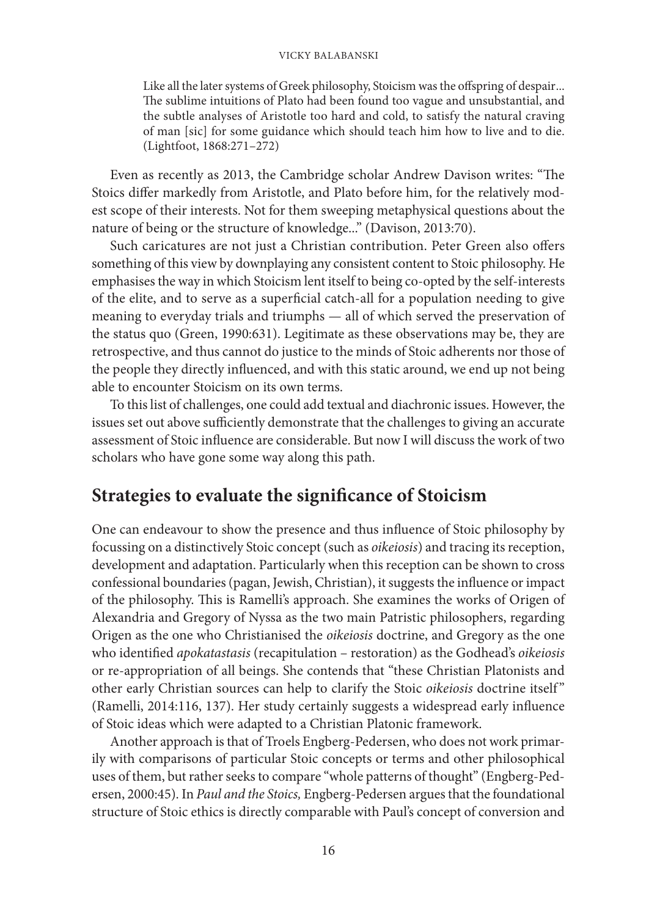> Like all the later systems of Greek philosophy, Stoicism was the offspring of despair... The sublime intuitions of Plato had been found too vague and unsubstantial, and the subtle analyses of Aristotle too hard and cold, to satisfy the natural craving of man [sic] for some guidance which should teach him how to live and to die. (Lightfoot, 1868:271–272)

Even as recently as 2013, the Cambridge scholar Andrew Davison writes: "The Stoics differ markedly from Aristotle, and Plato before him, for the relatively modest scope of their interests. Not for them sweeping metaphysical questions about the nature of being or the structure of knowledge..." (Davison, 2013:70).

Such caricatures are not just a Christian contribution. Peter Green also offers something of this view by downplaying any consistent content to Stoic philosophy. He emphasises the way in which Stoicism lent itself to being co-opted by the self-interests of the elite, and to serve as a superficial catch-all for a population needing to give meaning to everyday trials and triumphs — all of which served the preservation of the status quo (Green, 1990:631). Legitimate as these observations may be, they are retrospective, and thus cannot do justice to the minds of Stoic adherents nor those of the people they directly influenced, and with this static around, we end up not being able to encounter Stoicism on its own terms.

To this list of challenges, one could add textual and diachronic issues. However, the issues set out above sufficiently demonstrate that the challenges to giving an accurate assessment of Stoic influence are considerable. But now I will discuss the work of two scholars who have gone some way along this path.

## Strategies to evaluate the significance of Stoicism

One can endeavour to show the presence and thus influence of Stoic philosophy by focussing on a distinctively Stoic concept (such as *oikeiosis*) and tracing its reception, development and adaptation. Particularly when this reception can be shown to cross confessional boundaries (pagan, Jewish, Christian), it suggests the influence or impact of the philosophy. This is Ramelli's approach. She examines the works of Origen of Alexandria and Gregory of Nyssa as the two main Patristic philosophers, regarding Origen as the one who Christianised the *oikeiosis* doctrine, and Gregory as the one who identified *apokatastasis* (recapitulation – restoration) as the Godhead's *oikeiosis* or re-appropriation of all beings. She contends that "these Christian Platonists and other early Christian sources can help to clarify the Stoic *oikeiosis* doctrine itself" (Ramelli, 2014:116, 137). Her study certainly suggests a widespread early influence of Stoic ideas which were adapted to a Christian Platonic framework.

Another approach is that of Troels Engberg-Pedersen, who does not work primarily with comparisons of particular Stoic concepts or terms and other philosophical uses of them, but rather seeks to compare "whole patterns of thought" (Engberg-Pedersen, 2000:45). In *Paul and the Stoics,* Engberg-Pedersen argues that the foundational structure of Stoic ethics is directly comparable with Paul's concept of conversion and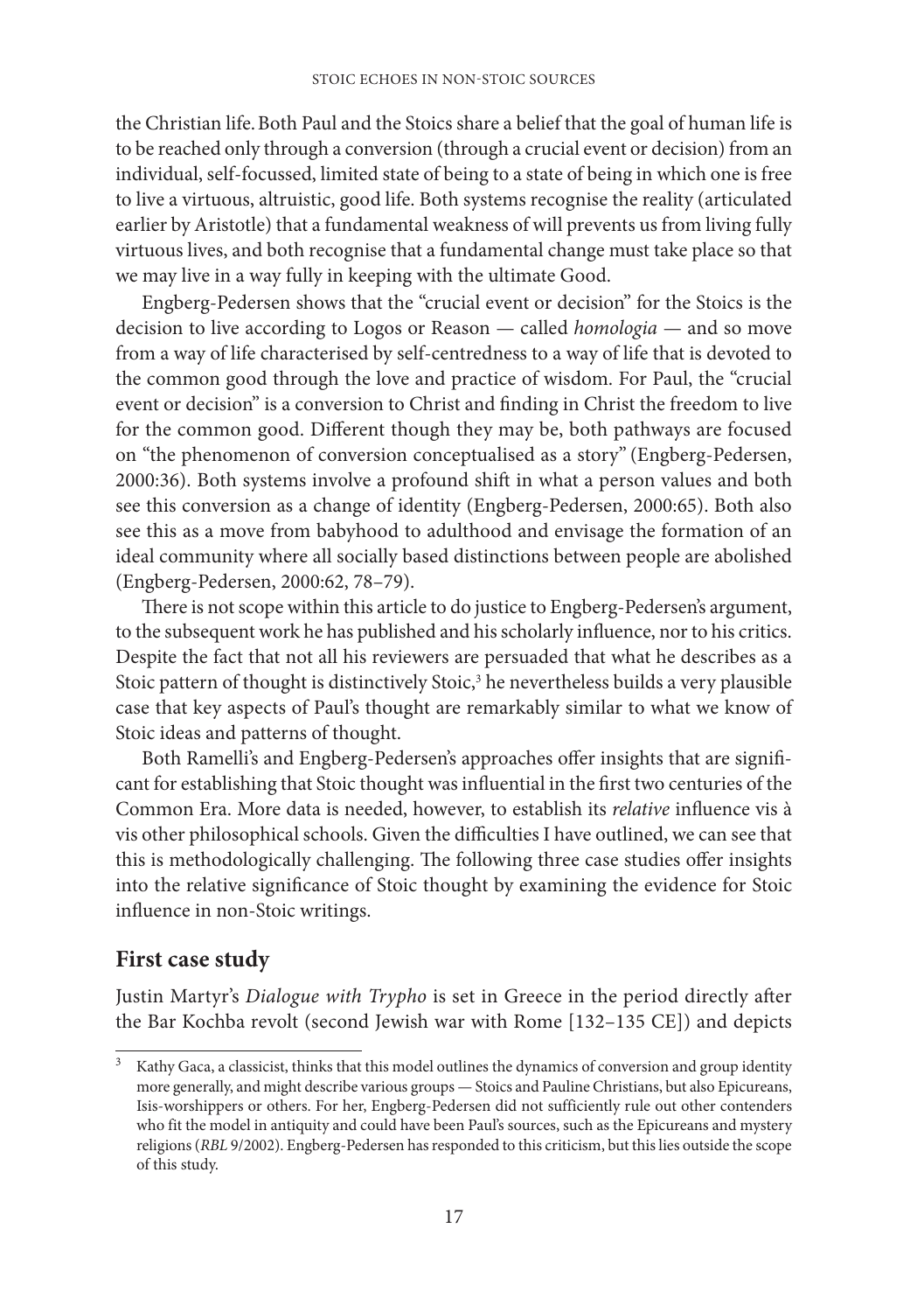the Christian life. Both Paul and the Stoics share a belief that the goal of human life is to be reached only through a conversion (through a crucial event or decision) from an individual, self-focussed, limited state of being to a state of being in which one is free to live a virtuous, altruistic, good life. Both systems recognise the reality (articulated earlier by Aristotle) that a fundamental weakness of will prevents us from living fully virtuous lives, and both recognise that a fundamental change must take place so that we may live in a way fully in keeping with the ultimate Good.

Engberg-Pedersen shows that the "crucial event or decision" for the Stoics is the decision to live according to Logos or Reason — called *homologia* — and so move from a way of life characterised by self-centredness to a way of life that is devoted to the common good through the love and practice of wisdom. For Paul, the "crucial event or decision" is a conversion to Christ and finding in Christ the freedom to live for the common good. Different though they may be, both pathways are focused on "the phenomenon of conversion conceptualised as a story" (Engberg-Pedersen, 2000:36). Both systems involve a profound shift in what a person values and both see this conversion as a change of identity (Engberg-Pedersen, 2000:65). Both also see this as a move from babyhood to adulthood and envisage the formation of an ideal community where all socially based distinctions between people are abolished (Engberg-Pedersen, 2000:62, 78–79).

There is not scope within this article to do justice to Engberg-Pedersen's argument, to the subsequent work he has published and his scholarly influence, nor to his critics. Despite the fact that not all his reviewers are persuaded that what he describes as a Stoic pattern of thought is distinctively Stoic,[3] he nevertheless builds a very plausible case that key aspects of Paul's thought are remarkably similar to what we know of Stoic ideas and patterns of thought.

Both Ramelli's and Engberg-Pedersen's approaches offer insights that are significant for establishing that Stoic thought was influential in the first two centuries of the Common Era. More data is needed, however, to establish its *relative* influence vis à vis other philosophical schools. Given the difficulties I have outlined, we can see that this is methodologically challenging. The following three case studies offer insights into the relative significance of Stoic thought by examining the evidence for Stoic influence in non-Stoic writings.

## First case study

Justin Martyr's *Dialogue with Trypho* is set in Greece in the period directly after the Bar Kochba revolt (second Jewish war with Rome [132–135 CE]) and depicts

---

[3] Kathy Gaca, a classicist, thinks that this model outlines the dynamics of conversion and group identity more generally, and might describe various groups — Stoics and Pauline Christians, but also Epicureans, Isis-worshippers or others. For her, Engberg-Pedersen did not sufficiently rule out other contenders who fit the model in antiquity and could have been Paul's sources, such as the Epicureans and mystery religions (*RBL* 9/2002). Engberg-Pedersen has responded to this criticism, but this lies outside the scope of this study.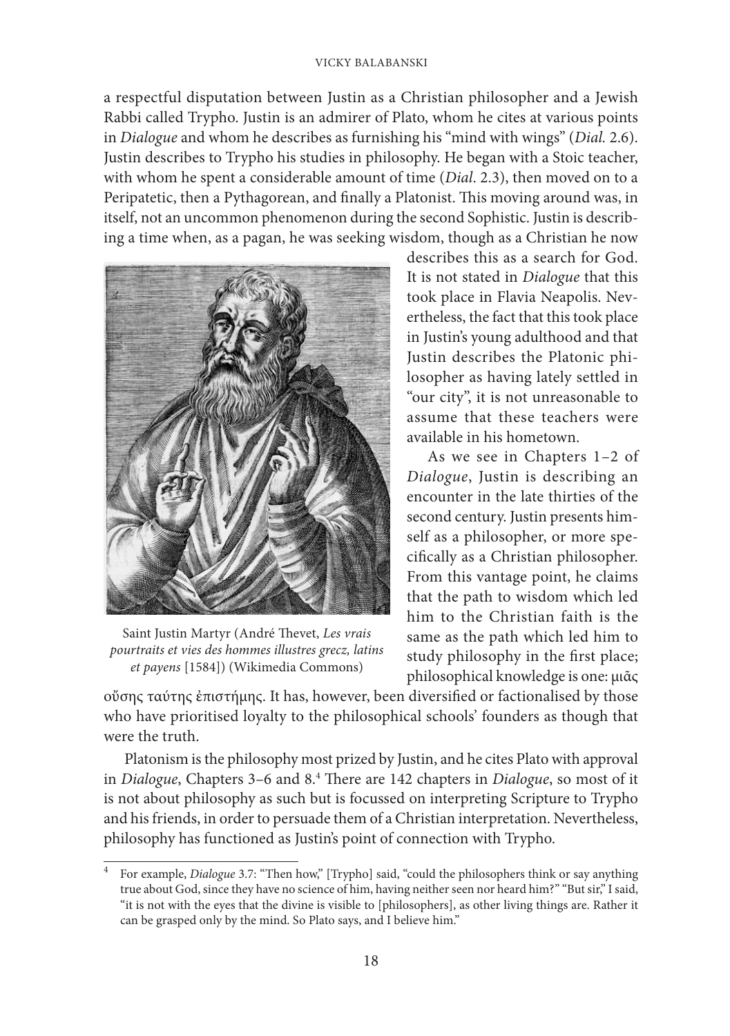a respectful disputation between Justin as a Christian philosopher and a Jewish Rabbi called Trypho. Justin is an admirer of Plato, whom he cites at various points in *Dialogue* and whom he describes as furnishing his "mind with wings" (*Dial.* 2.6). Justin describes to Trypho his studies in philosophy. He began with a Stoic teacher, with whom he spent a considerable amount of time (*Dial*. 2.3), then moved on to a Peripatetic, then a Pythagorean, and finally a Platonist. This moving around was, in itself, not an uncommon phenomenon during the second Sophistic. Justin is describing a time when, as a pagan, he was seeking wisdom, though as a Christian he now describes this as a search for God. It is not stated in *Dialogue* that this took place in Flavia Neapolis. Nevertheless, the fact that this took place in Justin's young adulthood and that Justin describes the Platonic philosopher as having lately settled in "our city", it is not unreasonable to assume that these teachers were available in his hometown.

Saint Justin Martyr (André Thevet, *Les vrais pourtraits et vies des hommes illustres grecz, latins et payens* [1584]) (Wikimedia Commons)

As we see in Chapters 1–2 of *Dialogue*, Justin is describing an encounter in the late thirties of the second century. Justin presents himself as a philosopher, or more specifically as a Christian philosopher. From this vantage point, he claims that the path to wisdom which led him to the Christian faith is the same as the path which led him to study philosophy in the first place; philosophical knowledge is one: μιᾶς οὔσης ταύτης ἐπιστήμης. It has, however, been diversified or factionalised by those who have prioritised loyalty to the philosophical schools' founders as though that were the truth.

Platonism is the philosophy most prized by Justin, and he cites Plato with approval in *Dialogue*, Chapters 3–6 and 8.[4] There are 142 chapters in *Dialogue*, so most of it is not about philosophy as such but is focussed on interpreting Scripture to Trypho and his friends, in order to persuade them of a Christian interpretation. Nevertheless, philosophy has functioned as Justin's point of connection with Trypho.

---

[4] For example, *Dialogue* 3.7: "Then how," [Trypho] said, "could the philosophers think or say anything true about God, since they have no science of him, having neither seen nor heard him?" "But sir," I said, "it is not with the eyes that the divine is visible to [philosophers], as other living things are. Rather it can be grasped only by the mind. So Plato says, and I believe him."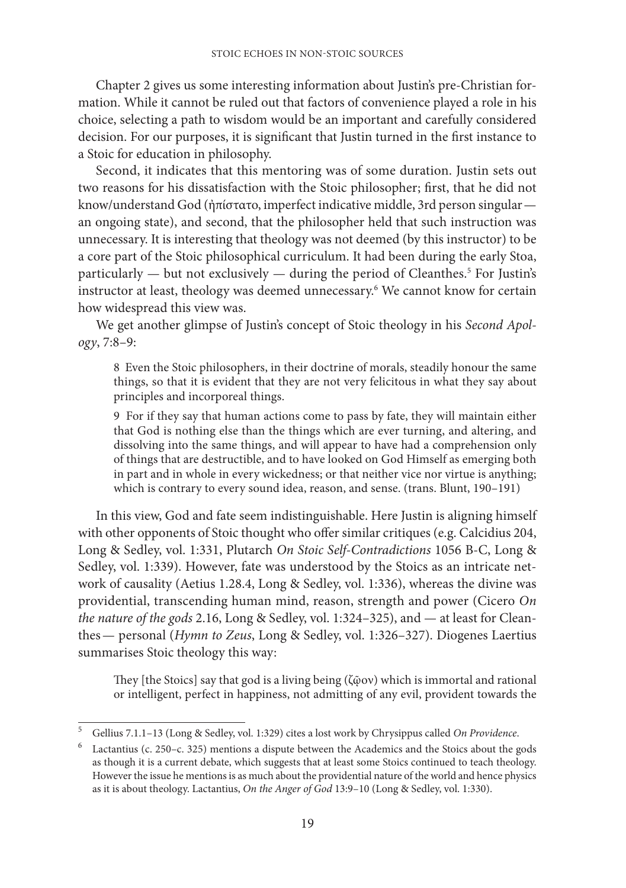Chapter 2 gives us some interesting information about Justin's pre-Christian formation. While it cannot be ruled out that factors of convenience played a role in his choice, selecting a path to wisdom would be an important and carefully considered decision. For our purposes, it is significant that Justin turned in the first instance to a Stoic for education in philosophy.

Second, it indicates that this mentoring was of some duration. Justin sets out two reasons for his dissatisfaction with the Stoic philosopher; first, that he did not know/understand God (ἠπίστατο, imperfect indicative middle, 3rd person singular — an ongoing state), and second, that the philosopher held that such instruction was unnecessary. It is interesting that theology was not deemed (by this instructor) to be a core part of the Stoic philosophical curriculum. It had been during the early Stoa, particularly — but not exclusively — during the period of Cleanthes.[5] For Justin's instructor at least, theology was deemed unnecessary.[6] We cannot know for certain how widespread this view was.

We get another glimpse of Justin's concept of Stoic theology in his *Second Apology*, 7:8–9:

> 8 Even the Stoic philosophers, in their doctrine of morals, steadily honour the same things, so that it is evident that they are not very felicitous in what they say about principles and incorporeal things.
>
> 9 For if they say that human actions come to pass by fate, they will maintain either that God is nothing else than the things which are ever turning, and altering, and dissolving into the same things, and will appear to have had a comprehension only of things that are destructible, and to have looked on God Himself as emerging both in part and in whole in every wickedness; or that neither vice nor virtue is anything; which is contrary to every sound idea, reason, and sense. (trans. Blunt, 190–191)

In this view, God and fate seem indistinguishable. Here Justin is aligning himself with other opponents of Stoic thought who offer similar critiques (e.g. Calcidius 204, Long & Sedley, vol. 1:331, Plutarch *On Stoic Self-Contradictions* 1056 B-C, Long & Sedley, vol. 1:339). However, fate was understood by the Stoics as an intricate network of causality (Aetius 1.28.4, Long & Sedley, vol. 1:336), whereas the divine was providential, transcending human mind, reason, strength and power (Cicero *On the nature of the gods* 2.16, Long & Sedley, vol. 1:324–325), and — at least for Cleanthes — personal (*Hymn to Zeus*, Long & Sedley, vol. 1:326–327). Diogenes Laertius summarises Stoic theology this way:

> They [the Stoics] say that god is a living being (ζῷον) which is immortal and rational or intelligent, perfect in happiness, not admitting of any evil, provident towards the

---

[5] Gellius 7.1.1–13 (Long & Sedley, vol. 1:329) cites a lost work by Chrysippus called *On Providence*.

[6] Lactantius (c. 250–c. 325) mentions a dispute between the Academics and the Stoics about the gods as though it is a current debate, which suggests that at least some Stoics continued to teach theology. However the issue he mentions is as much about the providential nature of the world and hence physics as it is about theology. Lactantius, *On the Anger of God* 13:9–10 (Long & Sedley, vol. 1:330).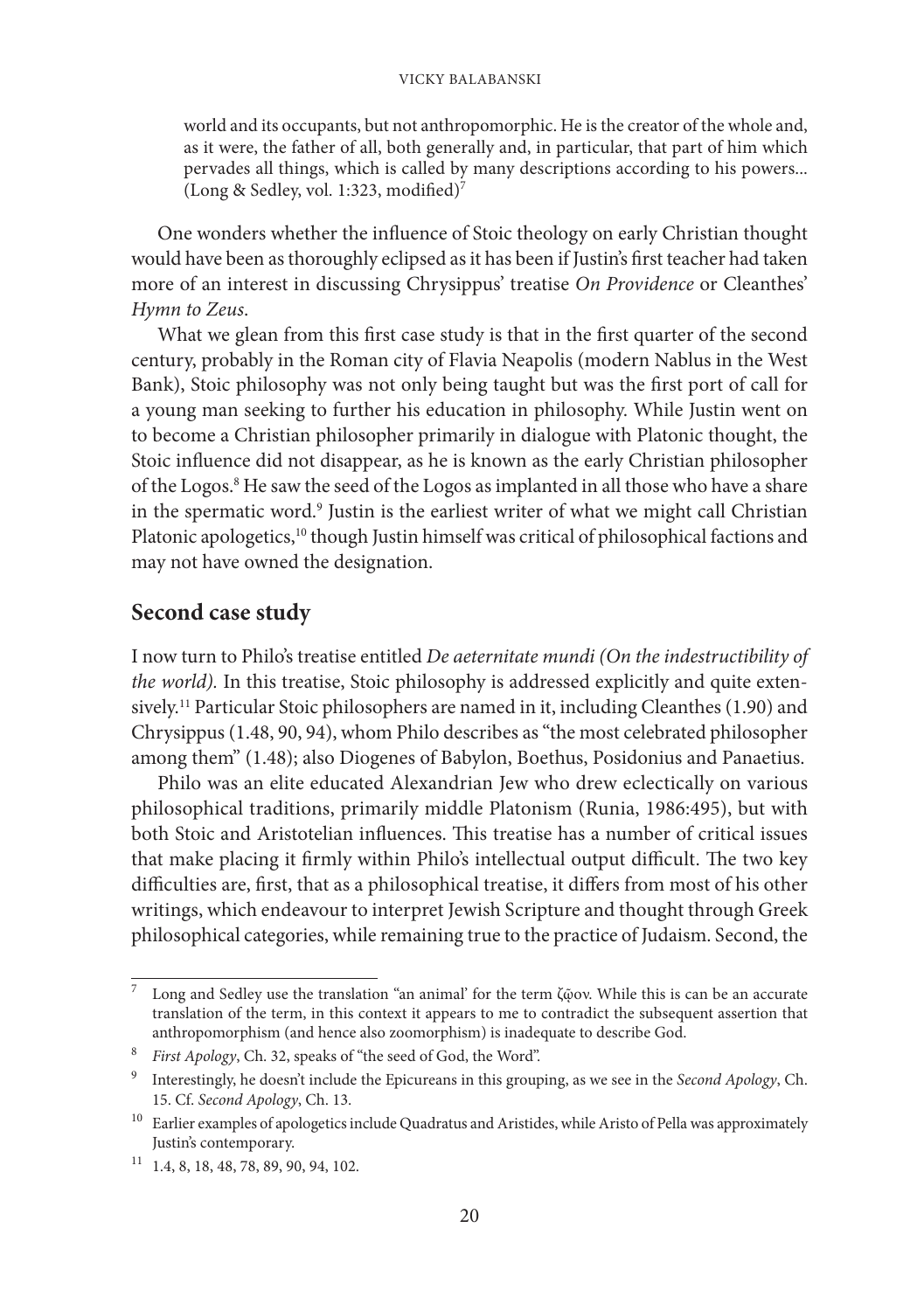> world and its occupants, but not anthropomorphic. He is the creator of the whole and, as it were, the father of all, both generally and, in particular, that part of him which pervades all things, which is called by many descriptions according to his powers... (Long & Sedley, vol. 1:323, modified)[7]

One wonders whether the influence of Stoic theology on early Christian thought would have been as thoroughly eclipsed as it has been if Justin's first teacher had taken more of an interest in discussing Chrysippus' treatise *On Providence* or Cleanthes' *Hymn to Zeus*.

What we glean from this first case study is that in the first quarter of the second century, probably in the Roman city of Flavia Neapolis (modern Nablus in the West Bank), Stoic philosophy was not only being taught but was the first port of call for a young man seeking to further his education in philosophy. While Justin went on to become a Christian philosopher primarily in dialogue with Platonic thought, the Stoic influence did not disappear, as he is known as the early Christian philosopher of the Logos.[8] He saw the seed of the Logos as implanted in all those who have a share in the spermatic word.[9] Justin is the earliest writer of what we might call Christian Platonic apologetics,[10] though Justin himself was critical of philosophical factions and may not have owned the designation.

## Second case study

I now turn to Philo's treatise entitled *De aeternitate mundi (On the indestructibility of the world).* In this treatise, Stoic philosophy is addressed explicitly and quite extensively.[11] Particular Stoic philosophers are named in it, including Cleanthes (1.90) and Chrysippus (1.48, 90, 94), whom Philo describes as "the most celebrated philosopher among them" (1.48); also Diogenes of Babylon, Boethus, Posidonius and Panaetius.

Philo was an elite educated Alexandrian Jew who drew eclectically on various philosophical traditions, primarily middle Platonism (Runia, 1986:495), but with both Stoic and Aristotelian influences. This treatise has a number of critical issues that make placing it firmly within Philo's intellectual output difficult. The two key difficulties are, first, that as a philosophical treatise, it differs from most of his other writings, which endeavour to interpret Jewish Scripture and thought through Greek philosophical categories, while remaining true to the practice of Judaism. Second, the

---

[7] Long and Sedley use the translation "an animal' for the term ζῷον. While this is can be an accurate translation of the term, in this context it appears to me to contradict the subsequent assertion that anthropomorphism (and hence also zoomorphism) is inadequate to describe God.

[8] *First Apology*, Ch. 32, speaks of "the seed of God, the Word".

[9] Interestingly, he doesn't include the Epicureans in this grouping, as we see in the *Second Apology*, Ch. 15. Cf. *Second Apology*, Ch. 13.

[10] Earlier examples of apologetics include Quadratus and Aristides, while Aristo of Pella was approximately Justin's contemporary.

[11] 1.4, 8, 18, 48, 78, 89, 90, 94, 102.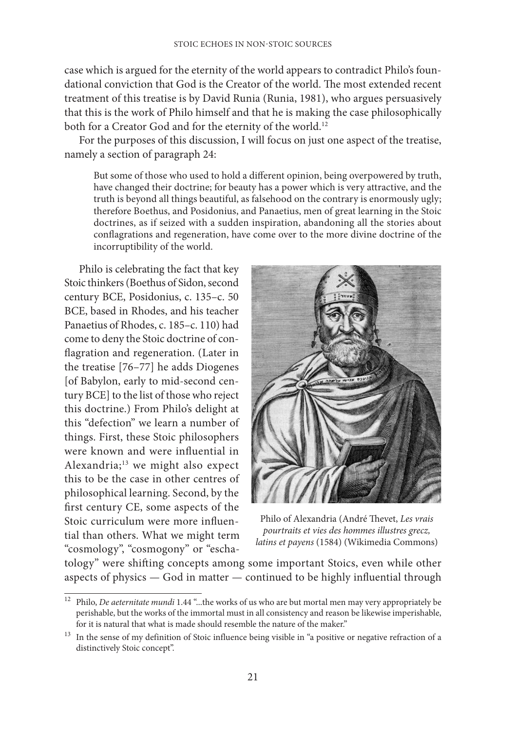case which is argued for the eternity of the world appears to contradict Philo's foundational conviction that God is the Creator of the world. The most extended recent treatment of this treatise is by David Runia (Runia, 1981), who argues persuasively that this is the work of Philo himself and that he is making the case philosophically both for a Creator God and for the eternity of the world.[12]

For the purposes of this discussion, I will focus on just one aspect of the treatise, namely a section of paragraph 24:

> But some of those who used to hold a different opinion, being overpowered by truth, have changed their doctrine; for beauty has a power which is very attractive, and the truth is beyond all things beautiful, as falsehood on the contrary is enormously ugly; therefore Boethus, and Posidonius, and Panaetius, men of great learning in the Stoic doctrines, as if seized with a sudden inspiration, abandoning all the stories about conflagrations and regeneration, have come over to the more divine doctrine of the incorruptibility of the world.

Philo is celebrating the fact that key Stoic thinkers (Boethus of Sidon, second century BCE, Posidonius, c. 135–c. 50 BCE, based in Rhodes, and his teacher Panaetius of Rhodes, c. 185–c. 110) had come to deny the Stoic doctrine of conflagration and regeneration. (Later in the treatise [76–77] he adds Diogenes [of Babylon, early to mid-second century BCE] to the list of those who reject this doctrine.) From Philo's delight at this "defection" we learn a number of things. First, these Stoic philosophers were known and were influential in Alexandria;[13] we might also expect this to be the case in other centres of philosophical learning. Second, by the first century CE, some aspects of the Stoic curriculum were more influential than others. What we might term "cosmology", "cosmogony" or "eschatology" were shifting concepts among some important Stoics, even while other aspects of physics — God in matter — continued to be highly influential through

Philo of Alexandria (André Thevet, *Les vrais pourtraits et vies des hommes illustres grecz, latins et payens* (1584) (Wikimedia Commons)

[12] Philo, *De aeternitate mundi* 1.44 "...the works of us who are but mortal men may very appropriately be perishable, but the works of the immortal must in all consistency and reason be likewise imperishable, for it is natural that what is made should resemble the nature of the maker."

[13] In the sense of my definition of Stoic influence being visible in "a positive or negative refraction of a distinctively Stoic concept".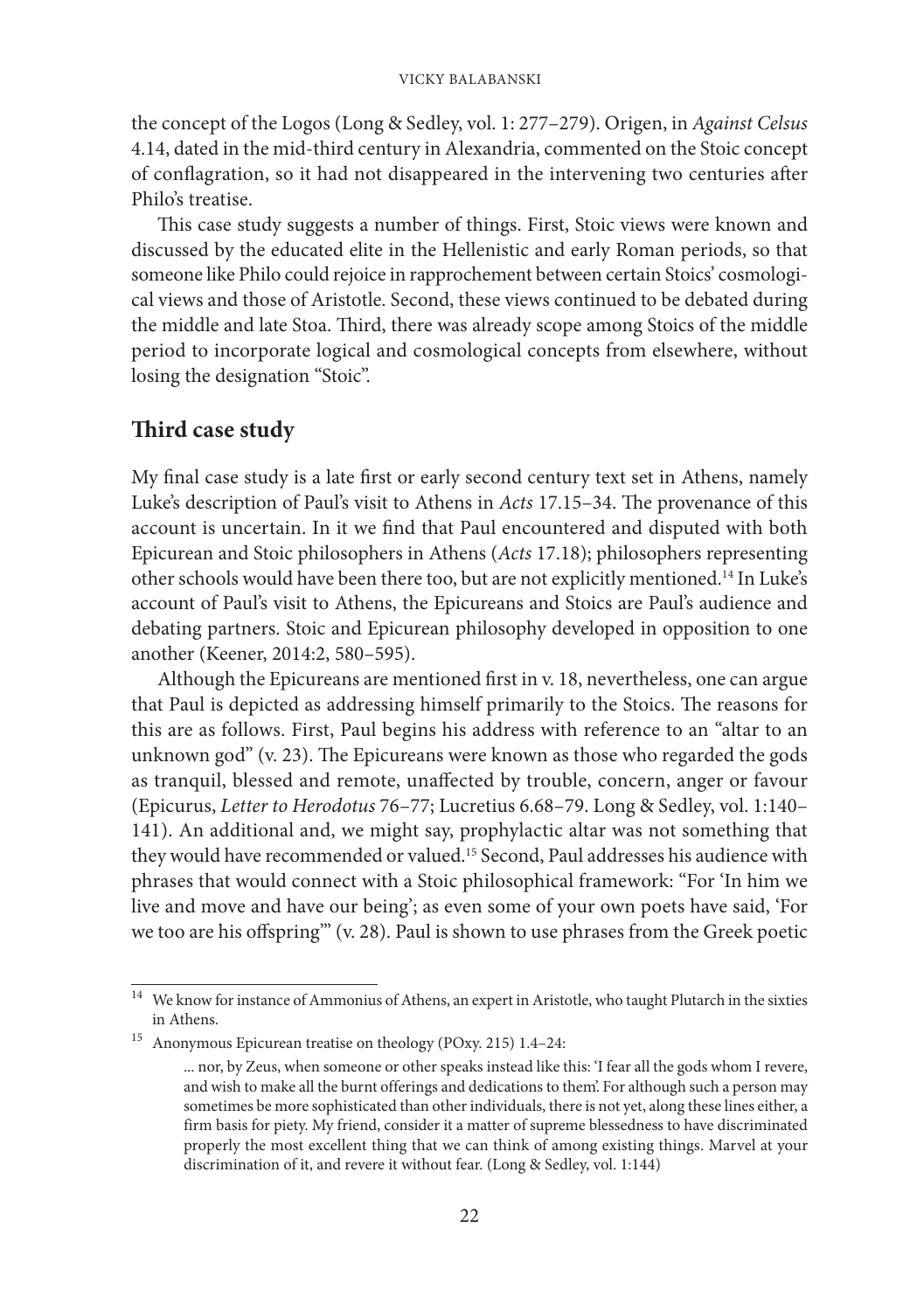the concept of the Logos (Long & Sedley, vol. 1: 277–279). Origen, in *Against Celsus* 4.14, dated in the mid-third century in Alexandria, commented on the Stoic concept of conflagration, so it had not disappeared in the intervening two centuries after Philo's treatise.

This case study suggests a number of things. First, Stoic views were known and discussed by the educated elite in the Hellenistic and early Roman periods, so that someone like Philo could rejoice in rapprochement between certain Stoics' cosmological views and those of Aristotle. Second, these views continued to be debated during the middle and late Stoa. Third, there was already scope among Stoics of the middle period to incorporate logical and cosmological concepts from elsewhere, without losing the designation "Stoic".

## Third case study

My final case study is a late first or early second century text set in Athens, namely Luke's description of Paul's visit to Athens in *Acts* 17.15–34. The provenance of this account is uncertain. In it we find that Paul encountered and disputed with both Epicurean and Stoic philosophers in Athens (*Acts* 17.18); philosophers representing other schools would have been there too, but are not explicitly mentioned.[14] In Luke's account of Paul's visit to Athens, the Epicureans and Stoics are Paul's audience and debating partners. Stoic and Epicurean philosophy developed in opposition to one another (Keener, 2014:2, 580–595).

Although the Epicureans are mentioned first in v. 18, nevertheless, one can argue that Paul is depicted as addressing himself primarily to the Stoics. The reasons for this are as follows. First, Paul begins his address with reference to an "altar to an unknown god" (v. 23). The Epicureans were known as those who regarded the gods as tranquil, blessed and remote, unaffected by trouble, concern, anger or favour (Epicurus, *Letter to Herodotus* 76–77; Lucretius 6.68–79. Long & Sedley, vol. 1:140–141). An additional and, we might say, prophylactic altar was not something that they would have recommended or valued.[15] Second, Paul addresses his audience with phrases that would connect with a Stoic philosophical framework: "For 'In him we live and move and have our being'; as even some of your own poets have said, 'For we too are his offspring'" (v. 28). Paul is shown to use phrases from the Greek poetic

---

[14] We know for instance of Ammonius of Athens, an expert in Aristotle, who taught Plutarch in the sixties in Athens.

[15] Anonymous Epicurean treatise on theology (POxy. 215) 1.4–24:

> ... nor, by Zeus, when someone or other speaks instead like this: 'I fear all the gods whom I revere, and wish to make all the burnt offerings and dedications to them'. For although such a person may sometimes be more sophisticated than other individuals, there is not yet, along these lines either, a firm basis for piety. My friend, consider it a matter of supreme blessedness to have discriminated properly the most excellent thing that we can think of among existing things. Marvel at your discrimination of it, and revere it without fear. (Long & Sedley, vol. 1:144)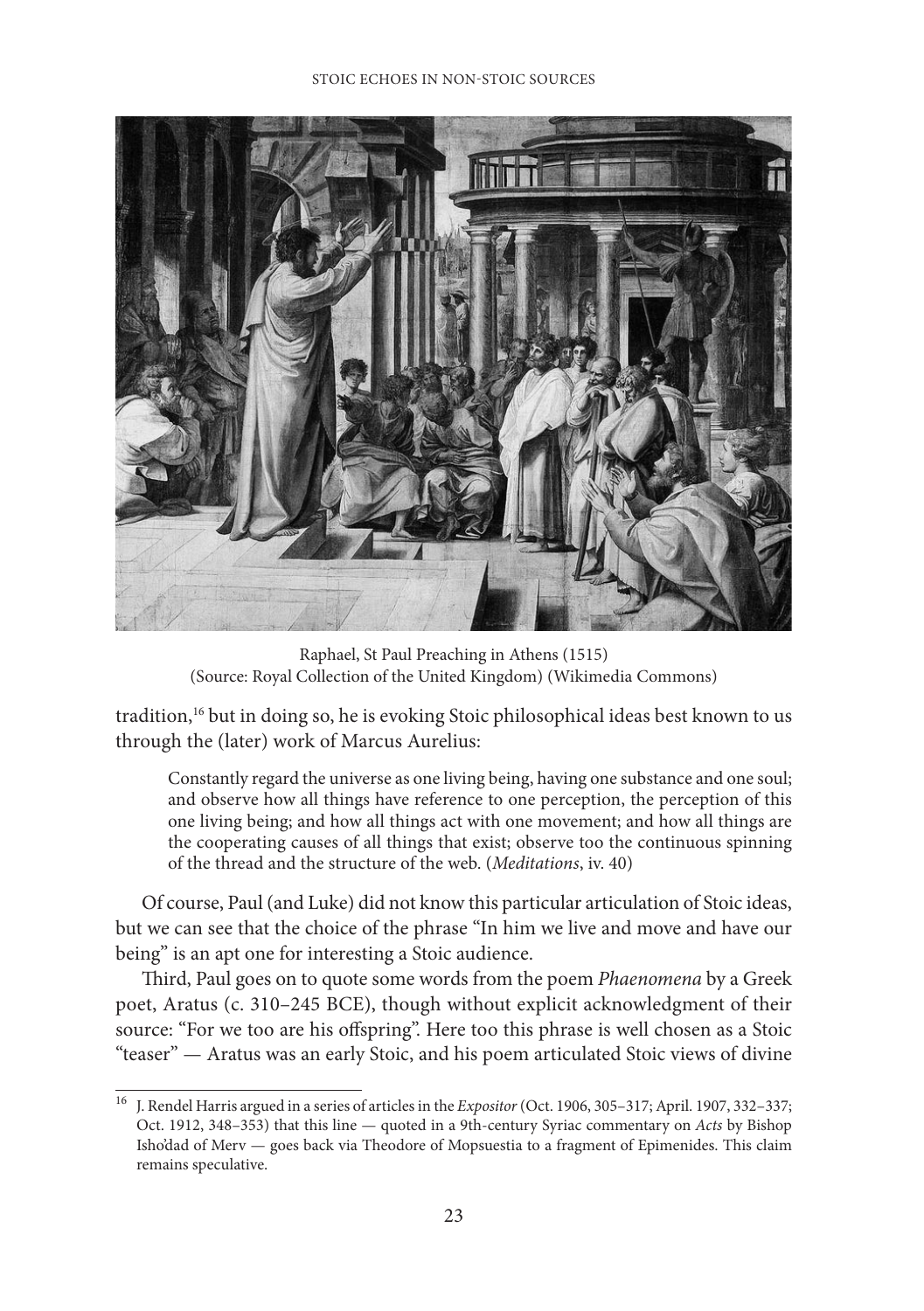Raphael, St Paul Preaching in Athens (1515)
(Source: Royal Collection of the United Kingdom) (Wikimedia Commons)

tradition,[16] but in doing so, he is evoking Stoic philosophical ideas best known to us through the (later) work of Marcus Aurelius:

> Constantly regard the universe as one living being, having one substance and one soul; and observe how all things have reference to one perception, the perception of this one living being; and how all things act with one movement; and how all things are the cooperating causes of all things that exist; observe too the continuous spinning of the thread and the structure of the web. (*Meditations*, iv. 40)

Of course, Paul (and Luke) did not know this particular articulation of Stoic ideas, but we can see that the choice of the phrase "In him we live and move and have our being" is an apt one for interesting a Stoic audience.

Third, Paul goes on to quote some words from the poem *Phaenomena* by a Greek poet, Aratus (c. 310–245 BCE), though without explicit acknowledgment of their source: "For we too are his offspring". Here too this phrase is well chosen as a Stoic "teaser" — Aratus was an early Stoic, and his poem articulated Stoic views of divine

---

[16] J. Rendel Harris argued in a series of articles in the *Expositor* (Oct. 1906, 305–317; April. 1907, 332–337; Oct. 1912, 348–353) that this line — quoted in a 9th-century Syriac commentary on *Acts* by Bishop Isho'dad of Merv — goes back via Theodore of Mopsuestia to a fragment of Epimenides. This claim remains speculative.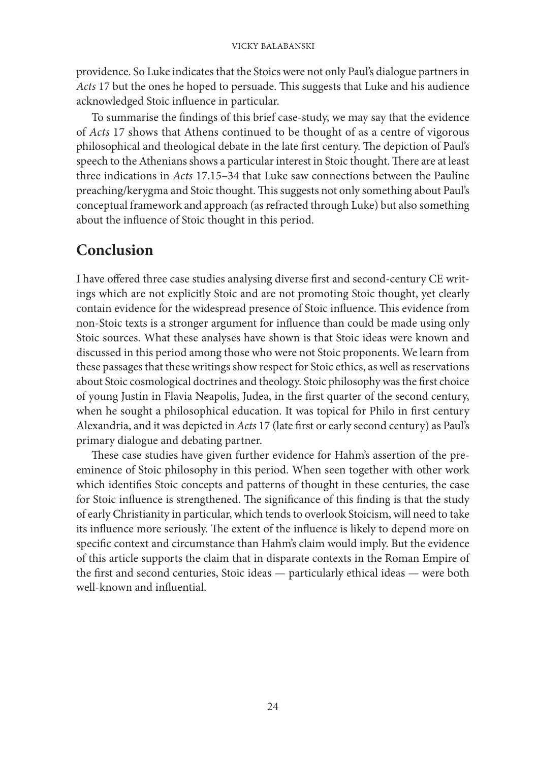providence. So Luke indicates that the Stoics were not only Paul's dialogue partners in *Acts* 17 but the ones he hoped to persuade. This suggests that Luke and his audience acknowledged Stoic influence in particular.

To summarise the findings of this brief case-study, we may say that the evidence of *Acts* 17 shows that Athens continued to be thought of as a centre of vigorous philosophical and theological debate in the late first century. The depiction of Paul's speech to the Athenians shows a particular interest in Stoic thought. There are at least three indications in *Acts* 17.15–34 that Luke saw connections between the Pauline preaching/kerygma and Stoic thought. This suggests not only something about Paul's conceptual framework and approach (as refracted through Luke) but also something about the influence of Stoic thought in this period.

## Conclusion

I have offered three case studies analysing diverse first and second-century CE writings which are not explicitly Stoic and are not promoting Stoic thought, yet clearly contain evidence for the widespread presence of Stoic influence. This evidence from non-Stoic texts is a stronger argument for influence than could be made using only Stoic sources. What these analyses have shown is that Stoic ideas were known and discussed in this period among those who were not Stoic proponents. We learn from these passages that these writings show respect for Stoic ethics, as well as reservations about Stoic cosmological doctrines and theology. Stoic philosophy was the first choice of young Justin in Flavia Neapolis, Judea, in the first quarter of the second century, when he sought a philosophical education. It was topical for Philo in first century Alexandria, and it was depicted in *Acts* 17 (late first or early second century) as Paul's primary dialogue and debating partner.

These case studies have given further evidence for Hahm's assertion of the pre-eminence of Stoic philosophy in this period. When seen together with other work which identifies Stoic concepts and patterns of thought in these centuries, the case for Stoic influence is strengthened. The significance of this finding is that the study of early Christianity in particular, which tends to overlook Stoicism, will need to take its influence more seriously. The extent of the influence is likely to depend more on specific context and circumstance than Hahm's claim would imply. But the evidence of this article supports the claim that in disparate contexts in the Roman Empire of the first and second centuries, Stoic ideas — particularly ethical ideas — were both well-known and influential.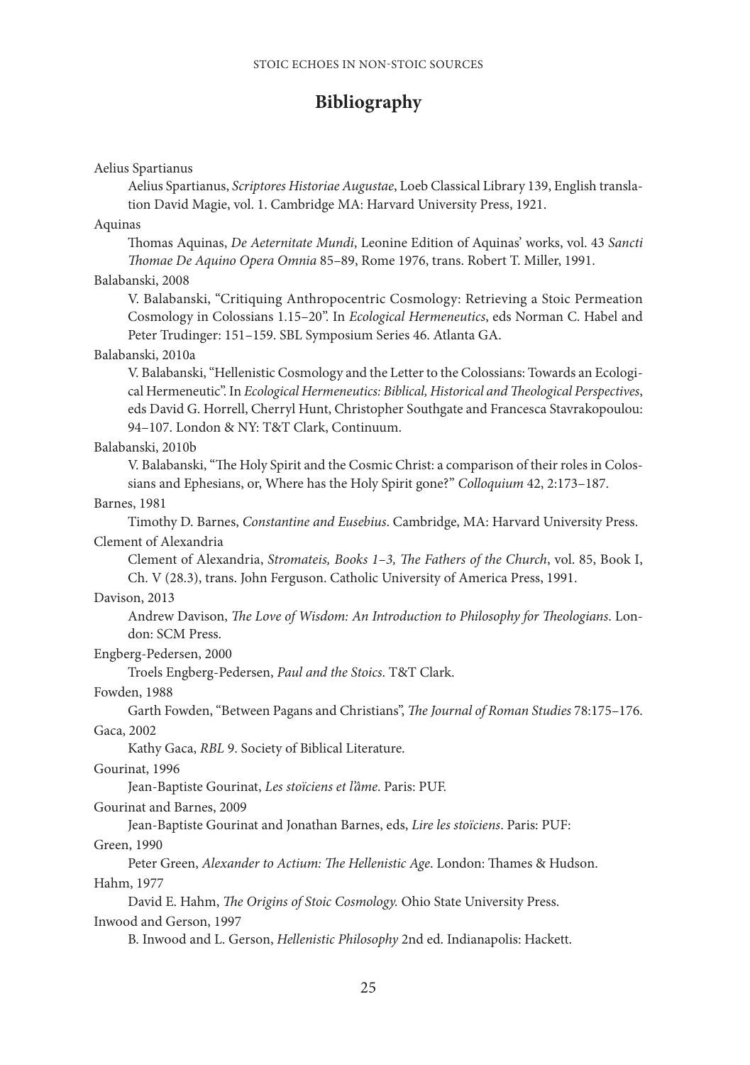# Bibliography

Aelius Spartianus

Aelius Spartianus, *Scriptores Historiae Augustae*, Loeb Classical Library 139, English translation David Magie, vol. 1. Cambridge MA: Harvard University Press, 1921.

Aquinas

Thomas Aquinas, *De Aeternitate Mundi*, Leonine Edition of Aquinas' works, vol. 43 *Sancti Thomae De Aquino Opera Omnia* 85–89, Rome 1976, trans. Robert T. Miller, 1991.

Balabanski, 2008

V. Balabanski, "Critiquing Anthropocentric Cosmology: Retrieving a Stoic Permeation Cosmology in Colossians 1.15–20". In *Ecological Hermeneutics*, eds Norman C. Habel and Peter Trudinger: 151–159. SBL Symposium Series 46. Atlanta GA.

Balabanski, 2010a

V. Balabanski, "Hellenistic Cosmology and the Letter to the Colossians: Towards an Ecological Hermeneutic". In *Ecological Hermeneutics: Biblical, Historical and Theological Perspectives*, eds David G. Horrell, Cherryl Hunt, Christopher Southgate and Francesca Stavrakopoulou: 94–107. London & NY: T&T Clark, Continuum.

Balabanski, 2010b

V. Balabanski, "The Holy Spirit and the Cosmic Christ: a comparison of their roles in Colossians and Ephesians, or, Where has the Holy Spirit gone?" *Colloquium* 42, 2:173–187.

Barnes, 1981

Timothy D. Barnes, *Constantine and Eusebius*. Cambridge, MA: Harvard University Press.

Clement of Alexandria

Clement of Alexandria, *Stromateis, Books 1–3, The Fathers of the Church*, vol. 85, Book I, Ch. V (28.3), trans. John Ferguson. Catholic University of America Press, 1991.

Davison, 2013

Andrew Davison, *The Love of Wisdom: An Introduction to Philosophy for Theologians*. London: SCM Press.

Engberg-Pedersen, 2000

Troels Engberg-Pedersen, *Paul and the Stoics*. T&T Clark.

Fowden, 1988

Garth Fowden, "Between Pagans and Christians", *The Journal of Roman Studies* 78:175–176.

Gaca, 2002

Kathy Gaca, *RBL* 9. Society of Biblical Literature.

Gourinat, 1996

Jean-Baptiste Gourinat, *Les stoïciens et l'âme*. Paris: PUF.

Gourinat and Barnes, 2009

Jean-Baptiste Gourinat and Jonathan Barnes, eds, *Lire les stoïciens*. Paris: PUF:

Green, 1990

Peter Green, *Alexander to Actium: The Hellenistic Age*. London: Thames & Hudson.

Hahm, 1977

David E. Hahm, *The Origins of Stoic Cosmology.* Ohio State University Press.

Inwood and Gerson, 1997

B. Inwood and L. Gerson, *Hellenistic Philosophy* 2nd ed. Indianapolis: Hackett.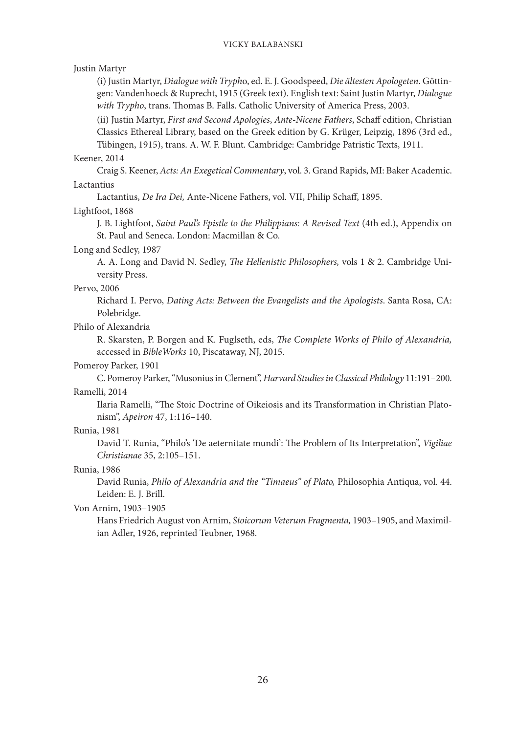Justin Martyr

(i) Justin Martyr, *Dialogue with Trypho*, ed. E. J. Goodspeed, *Die ältesten Apologeten*. Göttingen: Vandenhoeck & Ruprecht, 1915 (Greek text). English text: Saint Justin Martyr, *Dialogue with Trypho*, trans. Thomas B. Falls. Catholic University of America Press, 2003.

(ii) Justin Martyr, *First and Second Apologies*, *Ante-Nicene Fathers*, Schaff edition, Christian Classics Ethereal Library, based on the Greek edition by G. Krüger, Leipzig, 1896 (3rd ed., Tübingen, 1915), trans. A. W. F. Blunt. Cambridge: Cambridge Patristic Texts, 1911.

Keener, 2014

Craig S. Keener, *Acts: An Exegetical Commentary*, vol. 3. Grand Rapids, MI: Baker Academic.

Lactantius

Lactantius, *De Ira Dei,* Ante-Nicene Fathers, vol. VII, Philip Schaff, 1895.

Lightfoot, 1868

J. B. Lightfoot, *Saint Paul's Epistle to the Philippians: A Revised Text* (4th ed.), Appendix on St. Paul and Seneca. London: Macmillan & Co.

Long and Sedley, 1987

A. A. Long and David N. Sedley, *The Hellenistic Philosophers,* vols 1 & 2. Cambridge University Press.

Pervo, 2006

Richard I. Pervo, *Dating Acts: Between the Evangelists and the Apologists*. Santa Rosa, CA: Polebridge.

Philo of Alexandria

R. Skarsten, P. Borgen and K. Fuglseth, eds, *The Complete Works of Philo of Alexandria,* accessed in *BibleWorks* 10, Piscataway, NJ, 2015.

Pomeroy Parker, 1901

C. Pomeroy Parker, "Musonius in Clement", *Harvard Studies in Classical Philology* 11:191–200.

Ramelli, 2014

Ilaria Ramelli, "The Stoic Doctrine of Oikeiosis and its Transformation in Christian Platonism", *Apeiron* 47, 1:116–140.

Runia, 1981

David T. Runia, "Philo's 'De aeternitate mundi': The Problem of Its Interpretation", *Vigiliae Christianae* 35, 2:105–151.

Runia, 1986

David Runia, *Philo of Alexandria and the "Timaeus" of Plato,* Philosophia Antiqua, vol. 44. Leiden: E. J. Brill.

Von Arnim, 1903–1905

Hans Friedrich August von Arnim, *Stoicorum Veterum Fragmenta,* 1903–1905, and Maximilian Adler, 1926, reprinted Teubner, 1968.